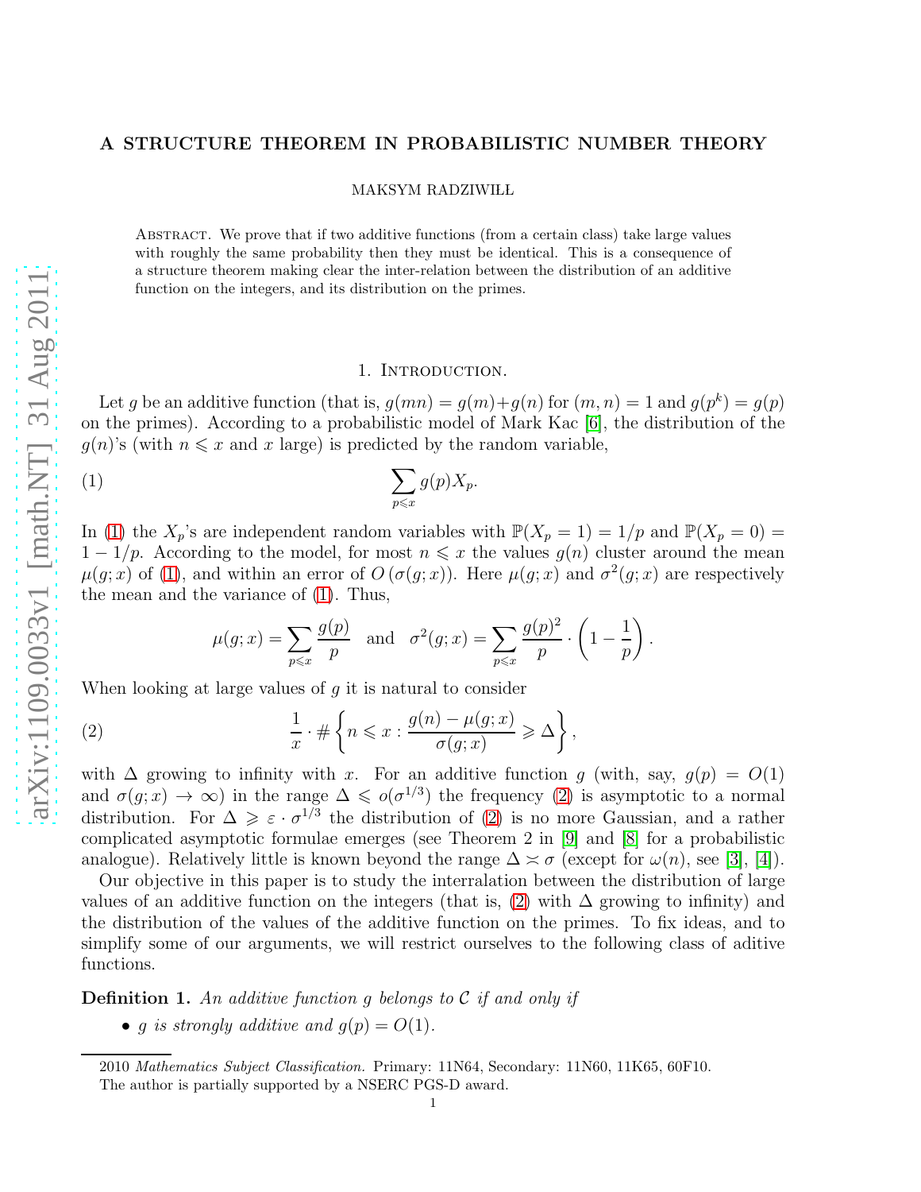# A STRUCTURE THEOREM IN PROBABILISTIC NUMBER THEORY

MAKSYM RADZIWIŁŁ

Abstract. We prove that if two additive functions (from a certain class) take large values with roughly the same probability then they must be identical. This is a consequence of a structure theorem making clear the inter-relation between the distribution of an additive function on the integers, and its distribution on the primes.

## 1. Introduction.

Let $g$ be an additive function (that is, $g(mn) = g(m)+g(n)$ for $(m,n)=1$ and $g(p^k) = g(p)$ on the primes). According to a probabilistic model of Mark Kac [6], the distribution of the $g(n)$'s (with $n \leqslant x$ and $x$ large) is predicted by the random variable,

$$\sum_{p \leqslant x} g(p) X_p. \tag{1}$$

In (1) the $X_p$'s are independent random variables with $\mathbb{P}(X_p = 1) = 1/p$ and $\mathbb{P}(X_p = 0) = 1 - 1/p$. According to the model, for most $n \leqslant x$ the values $g(n)$ cluster around the mean $\mu(g;x)$ of (1), and within an error of $O(\sigma(g;x))$. Here $\mu(g;x)$ and $\sigma^2(g;x)$ are respectively the mean and the variance of (1). Thus,

$$\mu(g;x) = \sum_{p \leqslant x} \frac{g(p)}{p} \quad \text{and} \quad \sigma^2(g;x) = \sum_{p \leqslant x} \frac{g(p)^2}{p} \cdot \left(1 - \frac{1}{p}\right).$$

When looking at large values of $g$ it is natural to consider

$$\frac{1}{x} \cdot \# \left\{ n \leqslant x : \frac{g(n) - \mu(g;x)}{\sigma(g;x)} \geqslant \Delta \right\}, \tag{2}$$

with $\Delta$ growing to infinity with $x$. For an additive function $g$ (with, say, $g(p) = O(1)$ and $\sigma(g;x) \to \infty$) in the range $\Delta \leqslant o(\sigma^{1/3})$ the frequency (2) is asymptotic to a normal distribution. For $\Delta \geqslant \varepsilon \cdot \sigma^{1/3}$ the distribution of (2) is no more Gaussian, and a rather complicated asymptotic formulae emerges (see Theorem 2 in [9] and [8] for a probabilistic analogue). Relatively little is known beyond the range $\Delta \asymp \sigma$ (except for $\omega(n)$, see [3], [4]).

Our objective in this paper is to study the interralation between the distribution of large values of an additive function on the integers (that is, (2) with $\Delta$ growing to infinity) and the distribution of the values of the additive function on the primes. To fix ideas, and to simplify some of our arguments, we will restrict ourselves to the following class of aditive functions.

**Definition 1.** *An additive function $g$ belongs to $\mathcal{C}$ if and only if*

- *$g$ is strongly additive and $g(p) = O(1)$.*

2010 *Mathematics Subject Classification.* Primary: 11N64, Secondary: 11N60, 11K65, 60F10.

The author is partially supported by a NSERC PGS-D award.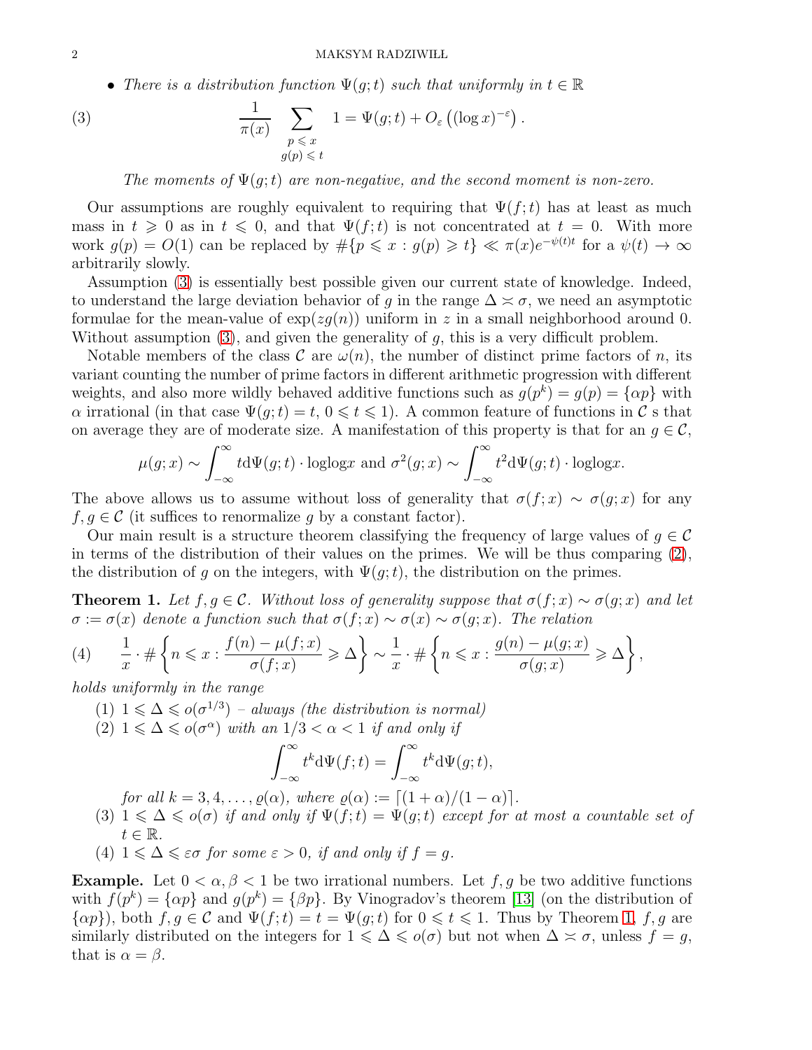- *There is a distribution function $\Psi(g;t)$ such that uniformly in $t \in \mathbb{R}$*

$$\frac{1}{\pi(x)} \sum_{\substack{p \leqslant x \\ g(p) \leqslant t}} 1 = \Psi(g;t) + O_\varepsilon\left((\log x)^{-\varepsilon}\right). \tag{3}$$

*The moments of $\Psi(g;t)$ are non-negative, and the second moment is non-zero.*

Our assumptions are roughly equivalent to requiring that $\Psi(f;t)$ has at least as much mass in $t \geqslant 0$ as in $t \leqslant 0$, and that $\Psi(f;t)$ is not concentrated at $t = 0$. With more work $g(p) = O(1)$ can be replaced by $\#\{p \leqslant x : g(p) \geqslant t\} \ll \pi(x)e^{-\psi(t)t}$ for a $\psi(t) \to \infty$ arbitrarily slowly.

Assumption (3) is essentially best possible given our current state of knowledge. Indeed, to understand the large deviation behavior of $g$ in the range $\Delta \asymp \sigma$, we need an asymptotic formulae for the mean-value of $\exp(zg(n))$ uniform in $z$ in a small neighborhood around 0. Without assumption (3), and given the generality of $g$, this is a very difficult problem.

Notable members of the class $\mathcal{C}$ are $\omega(n)$, the number of distinct prime factors of $n$, its variant counting the number of prime factors in different arithmetic progression with different weights, and also more wildly behaved additive functions such as $g(p^k) = g(p) = \{\alpha p\}$ with $\alpha$ irrational (in that case $\Psi(g;t) = t$, $0 \leqslant t \leqslant 1$). A common feature of functions in $\mathcal{C}$ s that on average they are of moderate size. A manifestation of this property is that for an $g \in \mathcal{C}$,

$$\mu(g;x) \sim \int_{-\infty}^{\infty} t \mathrm{d}\Psi(g;t) \cdot \mathrm{loglog} x \text{ and } \sigma^2(g;x) \sim \int_{-\infty}^{\infty} t^2 \mathrm{d}\Psi(g;t) \cdot \mathrm{loglog} x.$$

The above allows us to assume without loss of generality that $\sigma(f;x) \sim \sigma(g;x)$ for any $f, g \in \mathcal{C}$ (it suffices to renormalize $g$ by a constant factor).

Our main result is a structure theorem classifying the frequency of large values of $g \in \mathcal{C}$ in terms of the distribution of their values on the primes. We will be thus comparing (2), the distribution of $g$ on the integers, with $\Psi(g;t)$, the distribution on the primes.

**Theorem 1.** *Let $f, g \in \mathcal{C}$. Without loss of generality suppose that $\sigma(f;x) \sim \sigma(g;x)$ and let $\sigma := \sigma(x)$ denote a function such that $\sigma(f;x) \sim \sigma(x) \sim \sigma(g;x)$. The relation*

$$\frac{1}{x} \cdot \#\left\{n \leqslant x : \frac{f(n) - \mu(f;x)}{\sigma(f;x)} \geqslant \Delta\right\} \sim \frac{1}{x} \cdot \#\left\{n \leqslant x : \frac{g(n) - \mu(g;x)}{\sigma(g;x)} \geqslant \Delta\right\}, \tag{4}$$

*holds uniformly in the range*

1. $1 \leqslant \Delta \leqslant o(\sigma^{1/3})$ *– always (the distribution is normal)*
2. $1 \leqslant \Delta \leqslant o(\sigma^{\alpha})$ *with an $1/3 < \alpha < 1$ if and only if*
$$\int_{-\infty}^{\infty} t^k \mathrm{d}\Psi(f;t) = \int_{-\infty}^{\infty} t^k \mathrm{d}\Psi(g;t),$$
*for all $k = 3, 4, \ldots, \varrho(\alpha)$, where $\varrho(\alpha) := \lceil (1+\alpha)/(1-\alpha) \rceil$.*
3. $1 \leqslant \Delta \leqslant o(\sigma)$ *if and only if $\Psi(f;t) = \Psi(g;t)$ except for at most a countable set of $t \in \mathbb{R}$.*
4. $1 \leqslant \Delta \leqslant \varepsilon\sigma$ *for some $\varepsilon > 0$, if and only if $f = g$.*

**Example.** Let $0 < \alpha, \beta < 1$ be two irrational numbers. Let $f, g$ be two additive functions with $f(p^k) = \{\alpha p\}$ and $g(p^k) = \{\beta p\}$. By Vinogradov's theorem [13] (on the distribution of $\{\alpha p\}$), both $f, g \in \mathcal{C}$ and $\Psi(f;t) = t = \Psi(g;t)$ for $0 \leqslant t \leqslant 1$. Thus by Theorem 1, $f, g$ are similarly distributed on the integers for $1 \leqslant \Delta \leqslant o(\sigma)$ but not when $\Delta \asymp \sigma$, unless $f = g$, that is $\alpha = \beta$.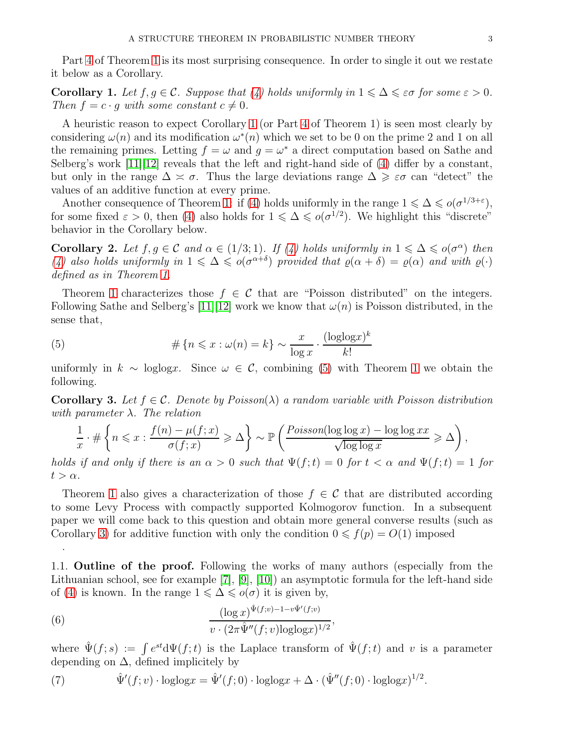Part 4 of Theorem 1 is its most surprising consequence. In order to single it out we restate it below as a Corollary.

**Corollary 1.** *Let $f, g \in \mathcal{C}$. Suppose that (4) holds uniformly in $1 \leqslant \Delta \leqslant \varepsilon\sigma$ for some $\varepsilon > 0$. Then $f = c \cdot g$ with some constant $c \neq 0$.*

A heuristic reason to expect Corollary 1 (or Part 4 of Theorem 1) is seen most clearly by considering $\omega(n)$ and its modification $\omega^*(n)$ which we set to be 0 on the prime 2 and 1 on all the remaining primes. Letting $f = \omega$ and $g = \omega^*$ a direct computation based on Sathe and Selberg's work [11][12] reveals that the left and right-hand side of (4) differ by a constant, but only in the range $\Delta \asymp \sigma$. Thus the large deviations range $\Delta \geqslant \varepsilon\sigma$ can "detect" the values of an additive function at every prime.

Another consequence of Theorem 1: if (4) holds uniformly in the range $1 \leqslant \Delta \leqslant o(\sigma^{1/3+\varepsilon})$, for some fixed $\varepsilon > 0$, then (4) also holds for $1 \leqslant \Delta \leqslant o(\sigma^{1/2})$. We highlight this "discrete" behavior in the Corollary below.

**Corollary 2.** *Let $f, g \in \mathcal{C}$ and $\alpha \in (1/3; 1)$. If (4) holds uniformly in $1 \leqslant \Delta \leqslant o(\sigma^{\alpha})$ then (4) also holds uniformly in $1 \leqslant \Delta \leqslant o(\sigma^{\alpha+\delta})$ provided that $\varrho(\alpha + \delta) = \varrho(\alpha)$ and with $\varrho(\cdot)$ defined as in Theorem 1.*

Theorem 1 characterizes those $f \in \mathcal{C}$ that are "Poisson distributed" on the integers. Following Sathe and Selberg's [11] [12] work we know that $\omega(n)$ is Poisson distributed, in the sense that,

$$\# \{n \leqslant x : \omega(n) = k\} \sim \frac{x}{\log x} \cdot \frac{(\text{loglog} x)^k}{k!} \tag{5}$$

uniformly in $k \sim \text{loglog} x$. Since $\omega \in \mathcal{C}$, combining (5) with Theorem 1 we obtain the following.

**Corollary 3.** *Let $f \in \mathcal{C}$. Denote by Poisson($\lambda$) a random variable with Poisson distribution with parameter $\lambda$. The relation*

$$\frac{1}{x} \cdot \# \left\{ n \leqslant x : \frac{f(n) - \mu(f;x)}{\sigma(f;x)} \geqslant \Delta \right\} \sim \mathbb{P}\left( \frac{\text{Poisson}(\log\log x) - \log\log xx}{\sqrt{\log\log x}} \geqslant \Delta \right),$$

*holds if and only if there is an $\alpha > 0$ such that $\Psi(f;t) = 0$ for $t < \alpha$ and $\Psi(f;t) = 1$ for $t > \alpha$.*

Theorem 1 also gives a characterization of those $f \in \mathcal{C}$ that are distributed according to some Levy Process with compactly supported Kolmogorov function. In a subsequent paper we will come back to this question and obtain more general converse results (such as Corollary 3) for additive function with only the condition $0 \leqslant f(p) = O(1)$ imposed

.

### 1.1. Outline of the proof.

Following the works of many authors (especially from the Lithuanian school, see for example [7], [9], [10]) an asymptotic formula for the left-hand side of (4) is known. In the range $1 \leqslant \Delta \leqslant o(\sigma)$ it is given by,

$$\frac{(\log x)^{\hat{\Psi}(f;v) - 1 - v\hat{\Psi}'(f;v)}}{v \cdot (2\pi \hat{\Psi}''(f;v)\text{loglog} x)^{1/2}}, \tag{6}$$

where $\hat{\Psi}(f;s) := \int e^{st} \mathrm{d}\Psi(f;t)$ is the Laplace transform of $\hat{\Psi}(f;t)$ and $v$ is a parameter depending on $\Delta$, defined implicitely by

$$\hat{\Psi}'(f;v) \cdot \text{loglog} x = \hat{\Psi}'(f;0) \cdot \text{loglog} x + \Delta \cdot (\hat{\Psi}''(f;0) \cdot \text{loglog} x)^{1/2}. \tag{7}$$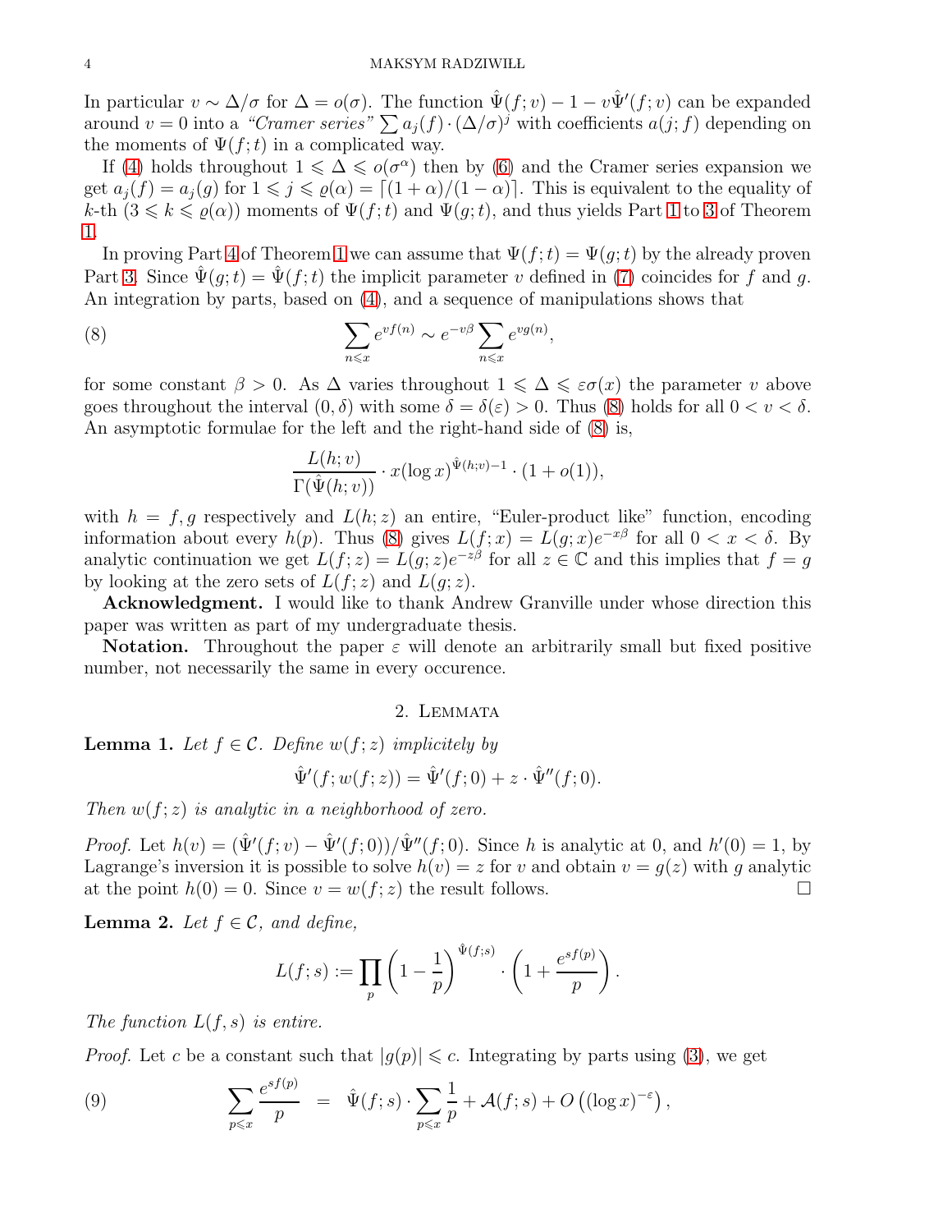In particular $v \sim \Delta/\sigma$ for $\Delta = o(\sigma)$. The function $\hat{\Psi}(f;v) - 1 - v\hat{\Psi}'(f;v)$ can be expanded around $v = 0$ into a *"Cramer series"* $\sum a_j(f) \cdot (\Delta/\sigma)^j$ with coefficients $a(j;f)$ depending on the moments of $\Psi(f;t)$ in a complicated way.

If (4) holds throughout $1 \leqslant \Delta \leqslant o(\sigma^\alpha)$ then by (6) and the Cramer series expansion we get $a_j(f) = a_j(g)$ for $1 \leqslant j \leqslant \varrho(\alpha) = \lceil (1+\alpha)/(1-\alpha) \rceil$. This is equivalent to the equality of $k$-th $(3 \leqslant k \leqslant \varrho(\alpha))$ moments of $\Psi(f;t)$ and $\Psi(g;t)$, and thus yields Part 1 to 3 of Theorem 1.

In proving Part 4 of Theorem 1 we can assume that $\Psi(f;t) = \Psi(g;t)$ by the already proven Part 3. Since $\hat{\Psi}(g;t) = \hat{\Psi}(f;t)$ the implicit parameter $v$ defined in (7) coincides for $f$ and $g$. An integration by parts, based on (4), and a sequence of manipulations shows that

$$\sum_{n \leqslant x} e^{vf(n)} \sim e^{-v\beta} \sum_{n \leqslant x} e^{vg(n)}, \tag{8}$$

for some constant $\beta > 0$. As $\Delta$ varies throughout $1 \leqslant \Delta \leqslant \varepsilon\sigma(x)$ the parameter $v$ above goes throughout the interval $(0, \delta)$ with some $\delta = \delta(\varepsilon) > 0$. Thus (8) holds for all $0 < v < \delta$. An asymptotic formulae for the left and the right-hand side of (8) is,

$$\frac{L(h;v)}{\Gamma(\hat{\Psi}(h;v))} \cdot x(\log x)^{\hat{\Psi}(h;v)-1} \cdot (1 + o(1)),$$

with $h = f, g$ respectively and $L(h;z)$ an entire, "Euler-product like" function, encoding information about every $h(p)$. Thus (8) gives $L(f;x) = L(g;x)e^{-x\beta}$ for all $0 < x < \delta$. By analytic continuation we get $L(f;z) = L(g;z)e^{-z\beta}$ for all $z \in \mathbb{C}$ and this implies that $f = g$ by looking at the zero sets of $L(f;z)$ and $L(g;z)$.

**Acknowledgment.** I would like to thank Andrew Granville under whose direction this paper was written as part of my undergraduate thesis.

**Notation.** Throughout the paper $\varepsilon$ will denote an arbitrarily small but fixed positive number, not necessarily the same in every occurence.

## 2. Lemmata

**Lemma 1.** *Let $f \in \mathcal{C}$. Define $w(f;z)$ implicitely by*

$$\hat{\Psi}'(f; w(f;z)) = \hat{\Psi}'(f;0) + z \cdot \hat{\Psi}''(f;0).$$

*Then $w(f;z)$ is analytic in a neighborhood of zero.*

*Proof.* Let $h(v) = (\hat{\Psi}'(f;v) - \hat{\Psi}'(f;0))/\hat{\Psi}''(f;0)$. Since $h$ is analytic at 0, and $h'(0) = 1$, by Lagrange's inversion it is possible to solve $h(v) = z$ for $v$ and obtain $v = g(z)$ with $g$ analytic at the point $h(0) = 0$. Since $v = w(f;z)$ the result follows. $\square$

**Lemma 2.** *Let $f \in \mathcal{C}$, and define,*

$$L(f;s) := \prod_p \left(1 - \frac{1}{p}\right)^{\hat{\Psi}(f;s)} \cdot \left(1 + \frac{e^{sf(p)}}{p}\right).$$

*The function $L(f,s)$ is entire.*

*Proof.* Let $c$ be a constant such that $|g(p)| \leqslant c$. Integrating by parts using (3), we get

$$\sum_{p \leqslant x} \frac{e^{sf(p)}}{p} \quad = \quad \hat{\Psi}(f;s) \cdot \sum_{p \leqslant x} \frac{1}{p} + \mathcal{A}(f;s) + O\left((\log x)^{-\varepsilon}\right), \tag{9}$$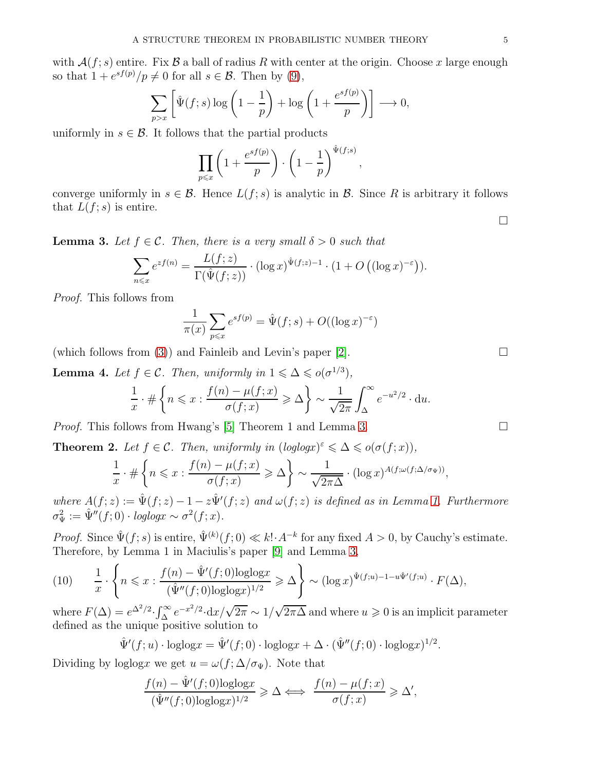with $\mathcal{A}(f;s)$ entire. Fix $\mathcal{B}$ a ball of radius $R$ with center at the origin. Choose $x$ large enough so that $1 + e^{sf(p)}/p \neq 0$ for all $s \in \mathcal{B}$. Then by (9),

$$\sum_{p>x}\left[\hat{\Psi}(f;s)\log\left(1-\frac{1}{p}\right)+\log\left(1+\frac{e^{sf(p)}}{p}\right)\right]\longrightarrow 0,$$

uniformly in $s \in \mathcal{B}$. It follows that the partial products

$$\prod_{p\leqslant x}\left(1+\frac{e^{sf(p)}}{p}\right)\cdot\left(1-\frac{1}{p}\right)^{\hat{\Psi}(f;s)},$$

converge uniformly in $s \in \mathcal{B}$. Hence $L(f;s)$ is analytic in $\mathcal{B}$. Since $R$ is arbitrary it follows that $L(f;s)$ is entire.

□

**Lemma 3.** *Let $f \in \mathcal{C}$. Then, there is a very small $\delta > 0$ such that*

$$\sum_{n\leqslant x} e^{zf(n)} = \frac{L(f;z)}{\Gamma(\hat{\Psi}(f;z))}\cdot(\log x)^{\hat{\Psi}(f;z)-1}\cdot\left(1+O\left((\log x)^{-\varepsilon}\right)\right).$$

*Proof.* This follows from

$$\frac{1}{\pi(x)}\sum_{p\leqslant x} e^{sf(p)} = \hat{\Psi}(f;s) + O((\log x)^{-\varepsilon})$$

(which follows from (3)) and Fainleib and Levin's paper [2]. □

**Lemma 4.** *Let $f \in \mathcal{C}$. Then, uniformly in $1 \leqslant \Delta \leqslant o(\sigma^{1/3})$,*

$$\frac{1}{x}\cdot\#\left\{n\leqslant x : \frac{f(n)-\mu(f;x)}{\sigma(f;x)}\geqslant\Delta\right\}\sim\frac{1}{\sqrt{2\pi}}\int_{\Delta}^{\infty}e^{-u^2/2}\cdot \mathrm{d}u.$$

*Proof.* This follows from Hwang's [5] Theorem 1 and Lemma 3. □

**Theorem 2.** *Let $f \in \mathcal{C}$. Then, uniformly in $(\log\log x)^{\varepsilon} \leqslant \Delta \leqslant o(\sigma(f;x))$,*

$$\frac{1}{x}\cdot\#\left\{n\leqslant x : \frac{f(n)-\mu(f;x)}{\sigma(f;x)}\geqslant\Delta\right\}\sim\frac{1}{\sqrt{2\pi\Delta}}\cdot(\log x)^{A(f;\omega(f;\Delta/\sigma_{\Psi}))},$$

*where $A(f;z) := \hat{\Psi}(f;z) - 1 - z\hat{\Psi}'(f;z)$ and $\omega(f;z)$ is defined as in Lemma 1. Furthermore $\sigma_{\Psi}^2 := \hat{\Psi}''(f;0)\cdot \log\log x \sim \sigma^2(f;x)$.*

*Proof.* Since $\hat{\Psi}(f;s)$ is entire, $\hat{\Psi}^{(k)}(f;0) \ll k!\cdot A^{-k}$ for any fixed $A > 0$, by Cauchy's estimate. Therefore, by Lemma 1 in Maciulis's paper [9] and Lemma 3,

$$\frac{1}{x}\cdot\left\{n\leqslant x : \frac{f(n)-\hat{\Psi}'(f;0)\log\log x}{(\hat{\Psi}''(f;0)\log\log x)^{1/2}}\geqslant\Delta\right\}\sim(\log x)^{\hat{\Psi}(f;u)-1-u\hat{\Psi}'(f;u)}\cdot F(\Delta), \tag{10}$$

where $F(\Delta) = e^{\Delta^2/2}\cdot\int_{\Delta}^{\infty}e^{-x^2/2}\cdot\mathrm{d}x/\sqrt{2\pi} \sim 1/\sqrt{2\pi\Delta}$ and where $u \geqslant 0$ is an implicit parameter defined as the unique positive solution to

$$\hat{\Psi}'(f;u)\cdot\log\log x = \hat{\Psi}'(f;0)\cdot\log\log x + \Delta\cdot(\hat{\Psi}''(f;0)\cdot\log\log x)^{1/2}.$$

Dividing by $\log\log x$ we get $u = \omega(f;\Delta/\sigma_{\Psi})$. Note that

$$\frac{f(n)-\hat{\Psi}'(f;0)\log\log x}{(\hat{\Psi}''(f;0)\log\log x)^{1/2}}\geqslant\Delta \iff \frac{f(n)-\mu(f;x)}{\sigma(f;x)}\geqslant\Delta',$$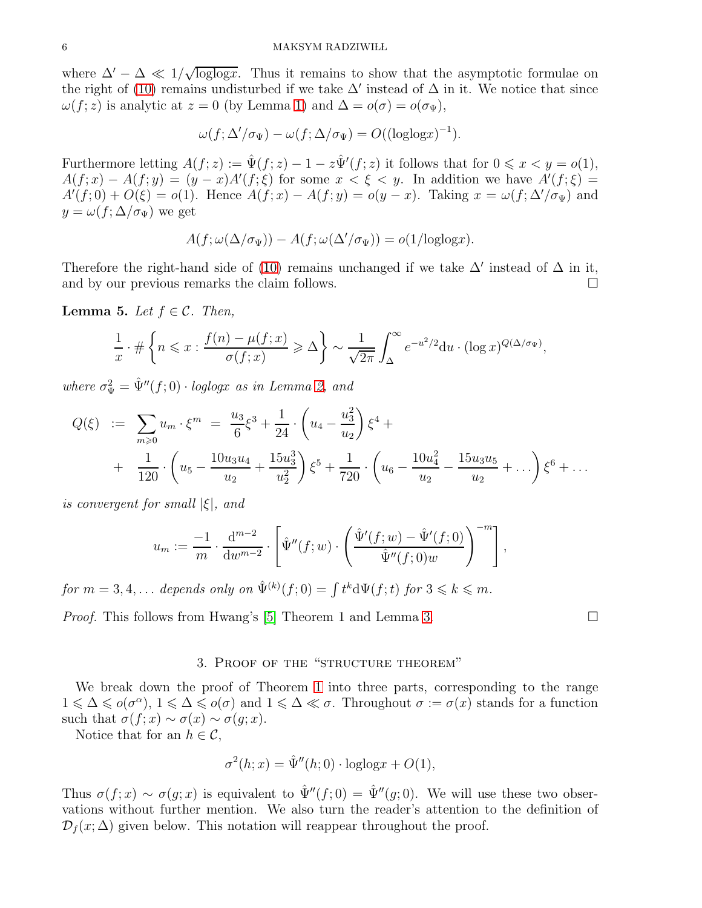where $\Delta' - \Delta \ll 1/\sqrt{\log\log x}$. Thus it remains to show that the asymptotic formulae on the right of (10) remains undisturbed if we take $\Delta'$ instead of $\Delta$ in it. We notice that since $\omega(f;z)$ is analytic at $z = 0$ (by Lemma 1) and $\Delta = o(\sigma) = o(\sigma_\Psi)$,

$$\omega(f;\Delta'/\sigma_\Psi) - \omega(f;\Delta/\sigma_\Psi) = O((\log\log x)^{-1}).$$

Furthermore letting $A(f;z) := \hat{\Psi}(f;z) - 1 - z\hat{\Psi}'(f;z)$ it follows that for $0 \leqslant x < y = o(1)$, $A(f;x) - A(f;y) = (y-x)A'(f;\xi)$ for some $x < \xi < y$. In addition we have $A'(f;\xi) = A'(f;0) + O(\xi) = o(1)$. Hence $A(f;x) - A(f;y) = o(y-x)$. Taking $x = \omega(f;\Delta'/\sigma_\Psi)$ and $y = \omega(f;\Delta/\sigma_\Psi)$ we get

$$A(f;\omega(\Delta/\sigma_\Psi)) - A(f;\omega(\Delta'/\sigma_\Psi)) = o(1/\log\log x).$$

Therefore the right-hand side of (10) remains unchanged if we take $\Delta'$ instead of $\Delta$ in it, and by our previous remarks the claim follows. $\square$

**Lemma 5.** *Let $f \in \mathcal{C}$. Then,*

$$\frac{1}{x}\cdot \#\left\{ n \leqslant x : \frac{f(n) - \mu(f;x)}{\sigma(f;x)} \geqslant \Delta \right\} \sim \frac{1}{\sqrt{2\pi}}\int_{\Delta}^{\infty} e^{-u^2/2}\mathrm{d}u \cdot (\log x)^{Q(\Delta/\sigma_\Psi)},$$

*where $\sigma_\Psi^2 = \hat{\Psi}''(f;0)\cdot \log\log x$ as in Lemma 2, and*

$$\begin{aligned} Q(\xi) \ &:= \ \sum_{m \geqslant 0} u_m \cdot \xi^m \ = \ \frac{u_3}{6}\xi^3 + \frac{1}{24}\cdot\left(u_4 - \frac{u_3^2}{u_2}\right)\xi^4 + \\ &+ \ \frac{1}{120}\cdot\left(u_5 - \frac{10u_3u_4}{u_2} + \frac{15u_3^3}{u_2^2}\right)\xi^5 + \frac{1}{720}\cdot\left(u_6 - \frac{10u_4^2}{u_2} - \frac{15u_3u_5}{u_2} + \ldots\right)\xi^6 + \ldots \end{aligned}$$

*is convergent for small $|\xi|$, and*

$$u_m := \frac{-1}{m}\cdot\frac{\mathrm{d}^{m-2}}{\mathrm{d}w^{m-2}}\cdot\left[\hat{\Psi}''(f;w)\cdot\left(\frac{\hat{\Psi}'(f;w) - \hat{\Psi}'(f;0)}{\hat{\Psi}''(f;0)w}\right)^{-m}\right],$$

*for $m = 3,4,\ldots$ depends only on $\hat{\Psi}^{(k)}(f;0) = \int t^k \mathrm{d}\Psi(f;t)$ for $3 \leqslant k \leqslant m$.*

*Proof.* This follows from Hwang's [5] Theorem 1 and Lemma 3. $\square$

## 3. Proof of the "structure theorem"

We break down the proof of Theorem 1 into three parts, corresponding to the range $1 \leqslant \Delta \leqslant o(\sigma^\alpha)$, $1 \leqslant \Delta \leqslant o(\sigma)$ and $1 \leqslant \Delta \ll \sigma$. Throughout $\sigma := \sigma(x)$ stands for a function such that $\sigma(f;x) \sim \sigma(x) \sim \sigma(g;x)$.

Notice that for an $h \in \mathcal{C}$,

$$\sigma^2(h;x) = \hat{\Psi}''(h;0)\cdot \log\log x + O(1),$$

Thus $\sigma(f;x) \sim \sigma(g;x)$ is equivalent to $\hat{\Psi}''(f;0) = \hat{\Psi}''(g;0)$. We will use these two observations without further mention. We also turn the reader's attention to the definition of $\mathcal{D}_f(x;\Delta)$ given below. This notation will reappear throughout the proof.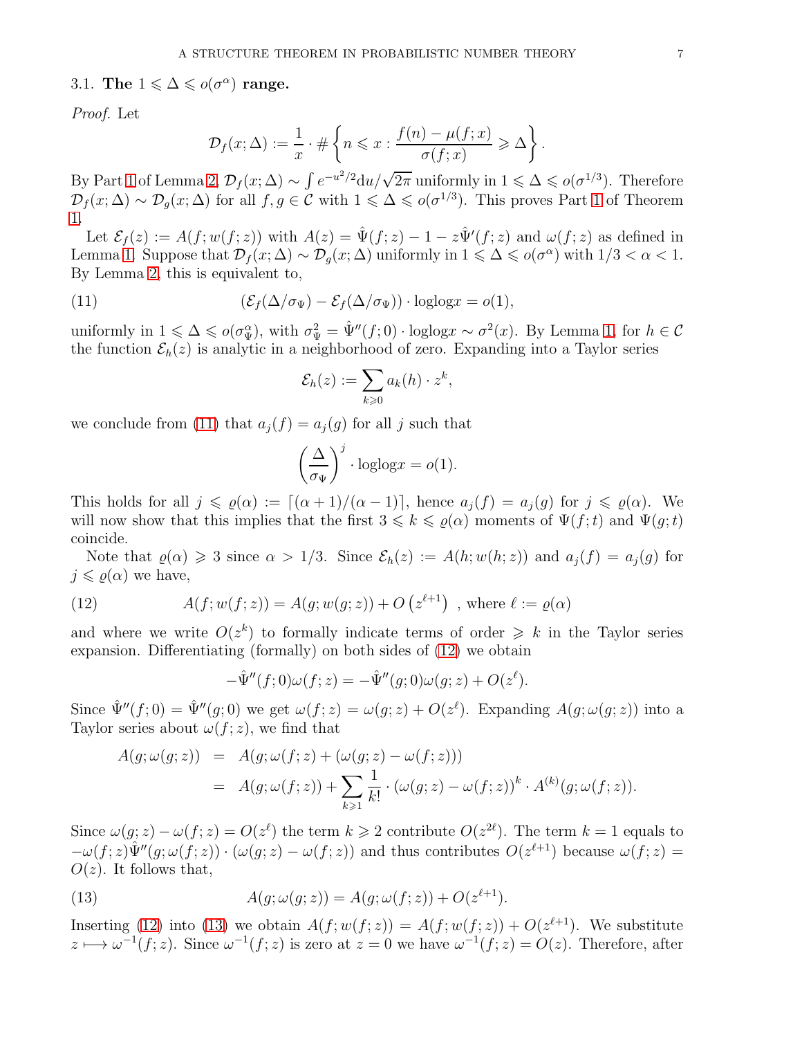### 3.1. **The $1 \leqslant \Delta \leqslant o(\sigma^\alpha)$ range.**

*Proof.* Let

$$\mathcal{D}_f(x;\Delta) := \frac{1}{x} \cdot \# \left\{ n \leqslant x : \frac{f(n) - \mu(f;x)}{\sigma(f;x)} \geqslant \Delta \right\}.$$

By Part 1 of Lemma 2, $\mathcal{D}_f(x;\Delta) \sim \int e^{-u^2/2} \mathrm{d}u/\sqrt{2\pi}$ uniformly in $1 \leqslant \Delta \leqslant o(\sigma^{1/3})$. Therefore $\mathcal{D}_f(x;\Delta) \sim \mathcal{D}_g(x;\Delta)$ for all $f, g \in \mathcal{C}$ with $1 \leqslant \Delta \leqslant o(\sigma^{1/3})$. This proves Part 1 of Theorem 1.

Let $\mathcal{E}_f(z) := A(f; w(f;z))$ with $A(z) = \hat{\Psi}(f;z) - 1 - z\hat{\Psi}'(f;z)$ and $\omega(f;z)$ as defined in Lemma 1. Suppose that $\mathcal{D}_f(x;\Delta) \sim \mathcal{D}_g(x;\Delta)$ uniformly in $1 \leqslant \Delta \leqslant o(\sigma^\alpha)$ with $1/3 < \alpha < 1$. By Lemma 2, this is equivalent to,

$$(\mathcal{E}_f(\Delta/\sigma_\Psi) - \mathcal{E}_f(\Delta/\sigma_\Psi)) \cdot \mathrm{loglog}x = o(1), \tag{11}$$

uniformly in $1 \leqslant \Delta \leqslant o(\sigma_\Psi^\alpha)$, with $\sigma_\Psi^2 = \hat{\Psi}''(f;0) \cdot \mathrm{loglog}x \sim \sigma^2(x)$. By Lemma 1, for $h \in \mathcal{C}$ the function $\mathcal{E}_h(z)$ is analytic in a neighborhood of zero. Expanding into a Taylor series

$$\mathcal{E}_h(z) := \sum_{k \geqslant 0} a_k(h) \cdot z^k,$$

we conclude from (11) that $a_j(f) = a_j(g)$ for all $j$ such that

$$\left( \frac{\Delta}{\sigma_\Psi} \right)^j \cdot \mathrm{loglog}x = o(1).$$

This holds for all $j \leqslant \varrho(\alpha) := \lceil (\alpha+1)/(\alpha-1) \rceil$, hence $a_j(f) = a_j(g)$ for $j \leqslant \varrho(\alpha)$. We will now show that this implies that the first $3 \leqslant k \leqslant \varrho(\alpha)$ moments of $\Psi(f;t)$ and $\Psi(g;t)$ coincide.

Note that $\varrho(\alpha) \geqslant 3$ since $\alpha > 1/3$. Since $\mathcal{E}_h(z) := A(h; w(h;z))$ and $a_j(f) = a_j(g)$ for $j \leqslant \varrho(\alpha)$ we have,

$$A(f; w(f;z)) = A(g; w(g;z)) + O\left(z^{\ell+1}\right) \text{ , where } \ell := \varrho(\alpha) \tag{12}$$

and where we write $O(z^k)$ to formally indicate terms of order $\geqslant k$ in the Taylor series expansion. Differentiating (formally) on both sides of (12) we obtain

$$-\hat{\Psi}''(f;0)\omega(f;z) = -\hat{\Psi}''(g;0)\omega(g;z) + O(z^\ell).$$

Since $\hat{\Psi}''(f;0) = \hat{\Psi}''(g;0)$ we get $\omega(f;z) = \omega(g;z) + O(z^\ell)$. Expanding $A(g;\omega(g;z))$ into a Taylor series about $\omega(f;z)$, we find that

$$\begin{aligned} A(g;\omega(g;z)) &= A(g;\omega(f;z) + (\omega(g;z) - \omega(f;z))) \\ &= A(g;\omega(f;z)) + \sum_{k \geqslant 1} \frac{1}{k!} \cdot (\omega(g;z) - \omega(f;z))^k \cdot A^{(k)}(g;\omega(f;z)). \end{aligned}$$

Since $\omega(g;z) - \omega(f;z) = O(z^\ell)$ the term $k \geqslant 2$ contribute $O(z^{2\ell})$. The term $k = 1$ equals to $-\omega(f;z)\hat{\Psi}''(g;\omega(f;z)) \cdot (\omega(g;z) - \omega(f;z))$ and thus contributes $O(z^{\ell+1})$ because $\omega(f;z) = O(z)$. It follows that,

$$A(g;\omega(g;z)) = A(g;\omega(f;z)) + O(z^{\ell+1}). \tag{13}$$

Inserting (12) into (13) we obtain $A(f;w(f;z)) = A(f;w(f;z)) + O(z^{\ell+1})$. We substitute $z \longmapsto \omega^{-1}(f;z)$. Since $\omega^{-1}(f;z)$ is zero at $z = 0$ we have $\omega^{-1}(f;z) = O(z)$. Therefore, after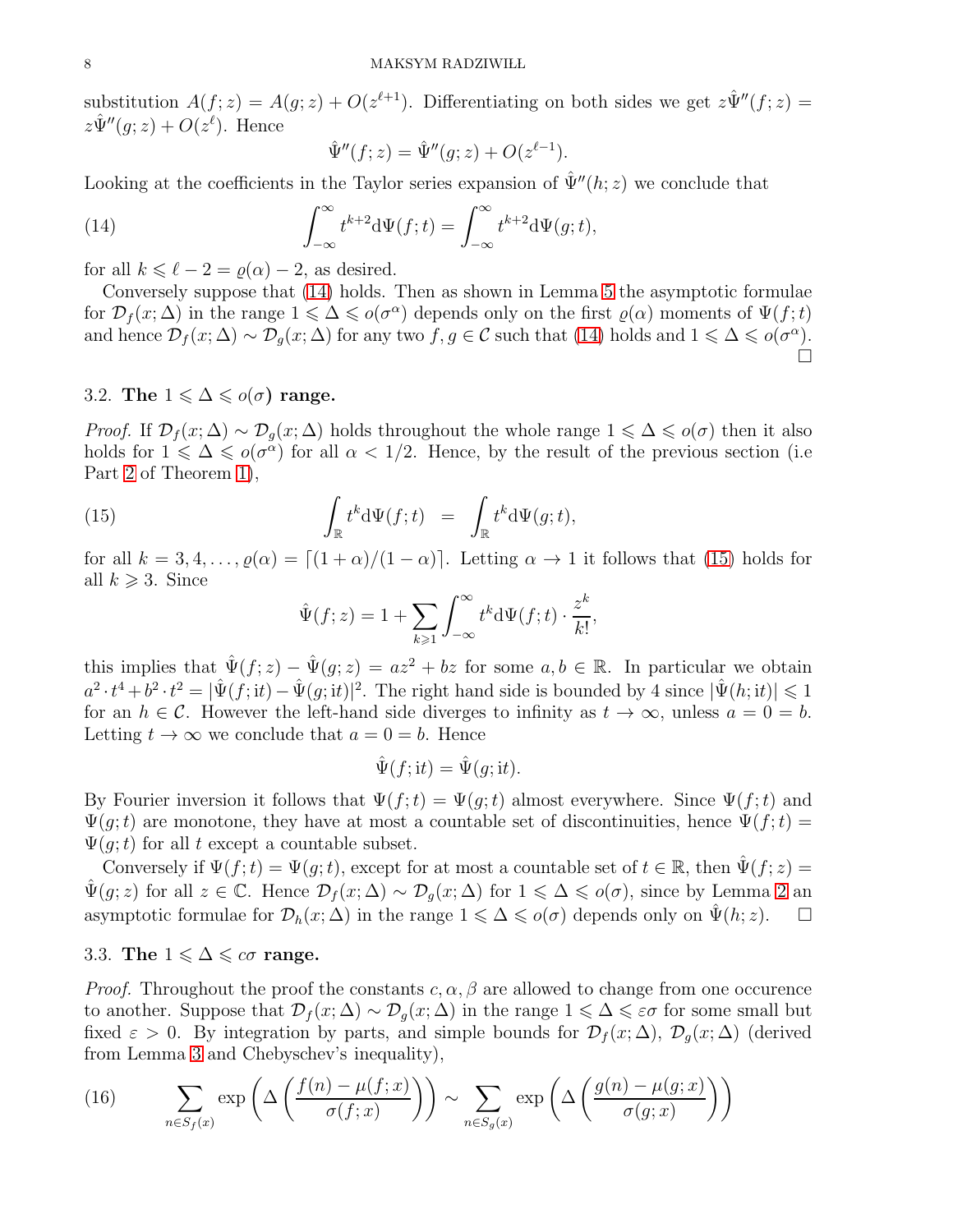substitution $A(f;z) = A(g;z) + O(z^{\ell+1})$. Differentiating on both sides we get $z\hat{\Psi}''(f;z) = z\hat{\Psi}''(g;z) + O(z^{\ell})$. Hence

$$\hat{\Psi}''(f;z) = \hat{\Psi}''(g;z) + O(z^{\ell-1}).$$

Looking at the coefficients in the Taylor series expansion of $\hat{\Psi}''(h;z)$ we conclude that

$$\int_{-\infty}^{\infty} t^{k+2}\mathrm{d}\Psi(f;t) = \int_{-\infty}^{\infty} t^{k+2}\mathrm{d}\Psi(g;t), \tag{14}$$

for all $k \leqslant \ell - 2 = \varrho(\alpha) - 2$, as desired.

Conversely suppose that (14) holds. Then as shown in Lemma 5 the asymptotic formulae for $\mathcal{D}_f(x;\Delta)$ in the range $1 \leqslant \Delta \leqslant o(\sigma^{\alpha})$ depends only on the first $\varrho(\alpha)$ moments of $\Psi(f;t)$ and hence $\mathcal{D}_f(x;\Delta) \sim \mathcal{D}_g(x;\Delta)$ for any two $f,g \in \mathcal{C}$ such that (14) holds and $1 \leqslant \Delta \leqslant o(\sigma^{\alpha})$. $\square$

### 3.2. The $1 \leqslant \Delta \leqslant o(\sigma)$ range.

*Proof.* If $\mathcal{D}_f(x;\Delta) \sim \mathcal{D}_g(x;\Delta)$ holds throughout the whole range $1 \leqslant \Delta \leqslant o(\sigma)$ then it also holds for $1 \leqslant \Delta \leqslant o(\sigma^{\alpha})$ for all $\alpha < 1/2$. Hence, by the result of the previous section (i.e Part 2 of Theorem 1),

$$\int_{\mathbb{R}} t^{k}\mathrm{d}\Psi(f;t) \;\; = \;\; \int_{\mathbb{R}} t^{k}\mathrm{d}\Psi(g;t), \tag{15}$$

for all $k = 3,4,\ldots,\varrho(\alpha) = \lceil (1+\alpha)/(1-\alpha)\rceil$. Letting $\alpha \to 1$ it follows that (15) holds for all $k \geqslant 3$. Since

$$\hat{\Psi}(f;z) = 1 + \sum_{k\geqslant 1}\int_{-\infty}^{\infty} t^{k}\mathrm{d}\Psi(f;t)\cdot\frac{z^k}{k!},$$

this implies that $\hat{\Psi}(f;z) - \hat{\Psi}(g;z) = az^2 + bz$ for some $a,b \in \mathbb{R}$. In particular we obtain $a^2\cdot t^4 + b^2\cdot t^2 = |\hat{\Psi}(f;\mathrm{i}t) - \hat{\Psi}(g;\mathrm{i}t)|^2$. The right hand side is bounded by 4 since $|\hat{\Psi}(h;\mathrm{i}t)| \leqslant 1$ for an $h \in \mathcal{C}$. However the left-hand side diverges to infinity as $t \to \infty$, unless $a = 0 = b$. Letting $t \to \infty$ we conclude that $a = 0 = b$. Hence

$$\hat{\Psi}(f;\mathrm{i}t) = \hat{\Psi}(g;\mathrm{i}t).$$

By Fourier inversion it follows that $\Psi(f;t) = \Psi(g;t)$ almost everywhere. Since $\Psi(f;t)$ and $\Psi(g;t)$ are monotone, they have at most a countable set of discontinuities, hence $\Psi(f;t) = \Psi(g;t)$ for all $t$ except a countable subset.

Conversely if $\Psi(f;t) = \Psi(g;t)$, except for at most a countable set of $t \in \mathbb{R}$, then $\hat{\Psi}(f;z) = \hat{\Psi}(g;z)$ for all $z \in \mathbb{C}$. Hence $\mathcal{D}_f(x;\Delta) \sim \mathcal{D}_g(x;\Delta)$ for $1 \leqslant \Delta \leqslant o(\sigma)$, since by Lemma 2 an asymptotic formulae for $\mathcal{D}_h(x;\Delta)$ in the range $1 \leqslant \Delta \leqslant o(\sigma)$ depends only on $\hat{\Psi}(h;z)$. $\square$

### 3.3. The $1 \leqslant \Delta \leqslant c\sigma$ range.

*Proof.* Throughout the proof the constants $c,\alpha,\beta$ are allowed to change from one occurence to another. Suppose that $\mathcal{D}_f(x;\Delta) \sim \mathcal{D}_g(x;\Delta)$ in the range $1 \leqslant \Delta \leqslant \varepsilon\sigma$ for some small but fixed $\varepsilon > 0$. By integration by parts, and simple bounds for $\mathcal{D}_f(x;\Delta)$, $\mathcal{D}_g(x;\Delta)$ (derived from Lemma 3 and Chebyschev's inequality),

$$\sum_{n\in S_f(x)} \exp\left(\Delta\left(\frac{f(n)-\mu(f;x)}{\sigma(f;x)}\right)\right) \sim \sum_{n\in S_g(x)} \exp\left(\Delta\left(\frac{g(n)-\mu(g;x)}{\sigma(g;x)}\right)\right) \tag{16}$$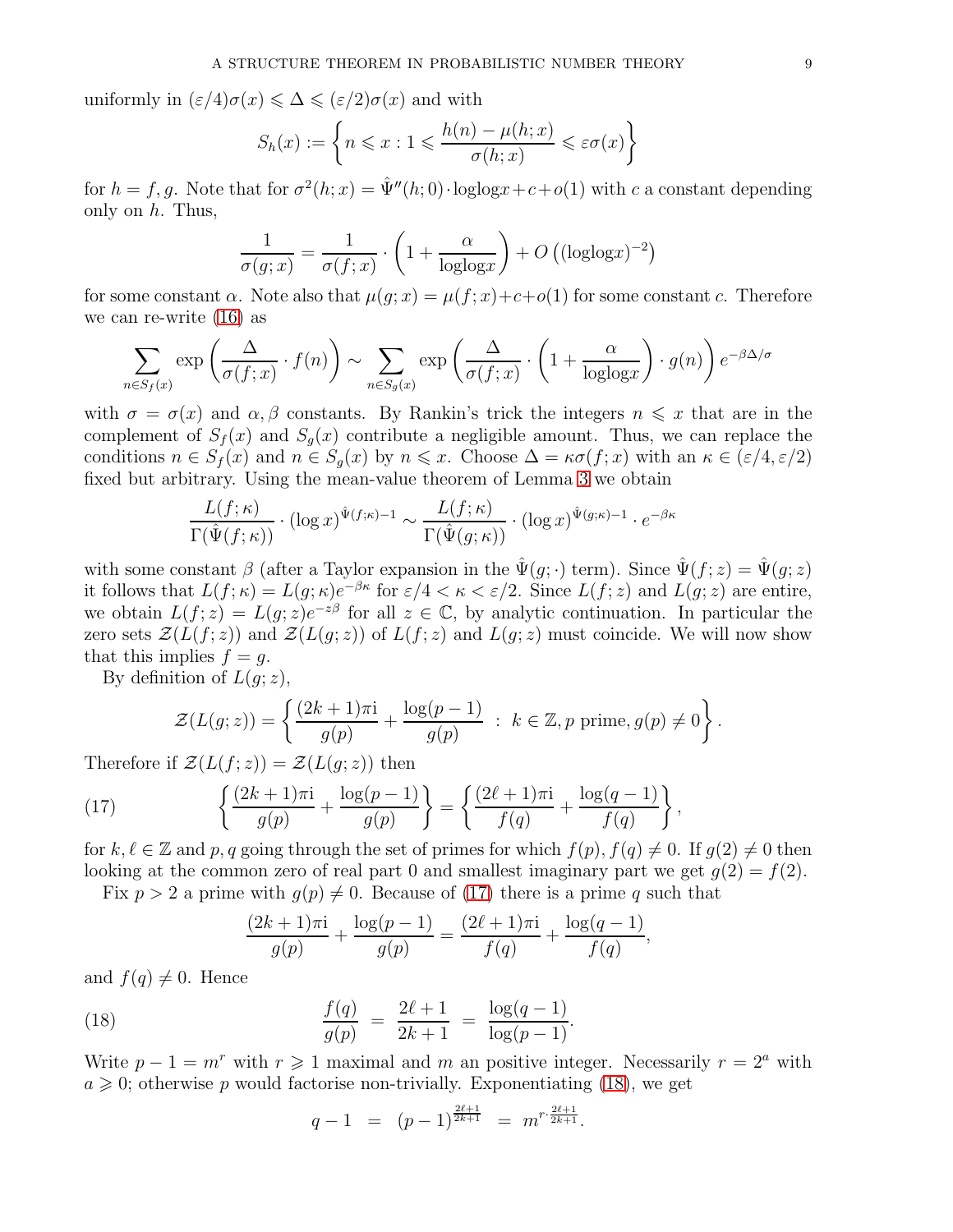uniformly in $(\varepsilon/4)\sigma(x) \leqslant \Delta \leqslant (\varepsilon/2)\sigma(x)$ and with

$$S_h(x) := \left\{ n \leqslant x : 1 \leqslant \frac{h(n) - \mu(h;x)}{\sigma(h;x)} \leqslant \varepsilon\sigma(x) \right\}$$

for $h = f, g$. Note that for $\sigma^2(h;x) = \hat{\Psi}''(h;0) \cdot \text{loglog}x + c + o(1)$ with $c$ a constant depending only on $h$. Thus,

$$\frac{1}{\sigma(g;x)} = \frac{1}{\sigma(f;x)} \cdot \left(1 + \frac{\alpha}{\text{loglog}x}\right) + O\left((\text{loglog}x)^{-2}\right)$$

for some constant $\alpha$. Note also that $\mu(g;x) = \mu(f;x) + c + o(1)$ for some constant $c$. Therefore we can re-write (16) as

$$\sum_{n \in S_f(x)} \exp\left(\frac{\Delta}{\sigma(f;x)} \cdot f(n)\right) \sim \sum_{n \in S_g(x)} \exp\left(\frac{\Delta}{\sigma(f;x)} \cdot \left(1 + \frac{\alpha}{\text{loglog}x}\right) \cdot g(n)\right) e^{-\beta\Delta/\sigma}$$

with $\sigma = \sigma(x)$ and $\alpha, \beta$ constants. By Rankin's trick the integers $n \leqslant x$ that are in the complement of $S_f(x)$ and $S_g(x)$ contribute a negligible amount. Thus, we can replace the conditions $n \in S_f(x)$ and $n \in S_g(x)$ by $n \leqslant x$. Choose $\Delta = \kappa\sigma(f;x)$ with an $\kappa \in (\varepsilon/4, \varepsilon/2)$ fixed but arbitrary. Using the mean-value theorem of Lemma 3 we obtain

$$\frac{L(f;\kappa)}{\Gamma(\hat{\Psi}(f;\kappa))} \cdot (\log x)^{\hat{\Psi}(f;\kappa)-1} \sim \frac{L(f;\kappa)}{\Gamma(\hat{\Psi}(g;\kappa))} \cdot (\log x)^{\hat{\Psi}(g;\kappa)-1} \cdot e^{-\beta\kappa}$$

with some constant $\beta$ (after a Taylor expansion in the $\hat{\Psi}(g;\cdot)$ term). Since $\hat{\Psi}(f;z) = \hat{\Psi}(g;z)$ it follows that $L(f;\kappa) = L(g;\kappa)e^{-\beta\kappa}$ for $\varepsilon/4 < \kappa < \varepsilon/2$. Since $L(f;z)$ and $L(g;z)$ are entire, we obtain $L(f;z) = L(g;z)e^{-z\beta}$ for all $z \in \mathbb{C}$, by analytic continuation. In particular the zero sets $\mathcal{Z}(L(f;z))$ and $\mathcal{Z}(L(g;z))$ of $L(f;z)$ and $L(g;z)$ must coincide. We will now show that this implies $f = g$.

By definition of $L(g;z)$,

$$\mathcal{Z}(L(g;z)) = \left\{ \frac{(2k+1)\pi\mathrm{i}}{g(p)} + \frac{\log(p-1)}{g(p)} \ : \ k \in \mathbb{Z}, p \text{ prime}, g(p) \neq 0 \right\}.$$

Therefore if $\mathcal{Z}(L(f;z)) = \mathcal{Z}(L(g;z))$ then

$$\left\{ \frac{(2k+1)\pi\mathrm{i}}{g(p)} + \frac{\log(p-1)}{g(p)} \right\} = \left\{ \frac{(2\ell+1)\pi\mathrm{i}}{f(q)} + \frac{\log(q-1)}{f(q)} \right\}, \tag{17}$$

for $k, \ell \in \mathbb{Z}$ and $p, q$ going through the set of primes for which $f(p), f(q) \neq 0$. If $g(2) \neq 0$ then looking at the common zero of real part 0 and smallest imaginary part we get $g(2) = f(2)$.

Fix $p > 2$ a prime with $g(p) \neq 0$. Because of (17) there is a prime $q$ such that

$$\frac{(2k+1)\pi\mathrm{i}}{g(p)} + \frac{\log(p-1)}{g(p)} = \frac{(2\ell+1)\pi\mathrm{i}}{f(q)} + \frac{\log(q-1)}{f(q)},$$

and $f(q) \neq 0$. Hence

$$\frac{f(q)}{g(p)} \ = \ \frac{2\ell+1}{2k+1} \ = \ \frac{\log(q-1)}{\log(p-1)}. \tag{18}$$

Write $p - 1 = m^r$ with $r \geqslant 1$ maximal and $m$ an positive integer. Necessarily $r = 2^a$ with $a \geqslant 0$; otherwise $p$ would factorise non-trivially. Exponentiating (18), we get

$$q - 1 \ = \ (p-1)^{\frac{2\ell+1}{2k+1}} \ = \ m^{r \cdot \frac{2\ell+1}{2k+1}}.$$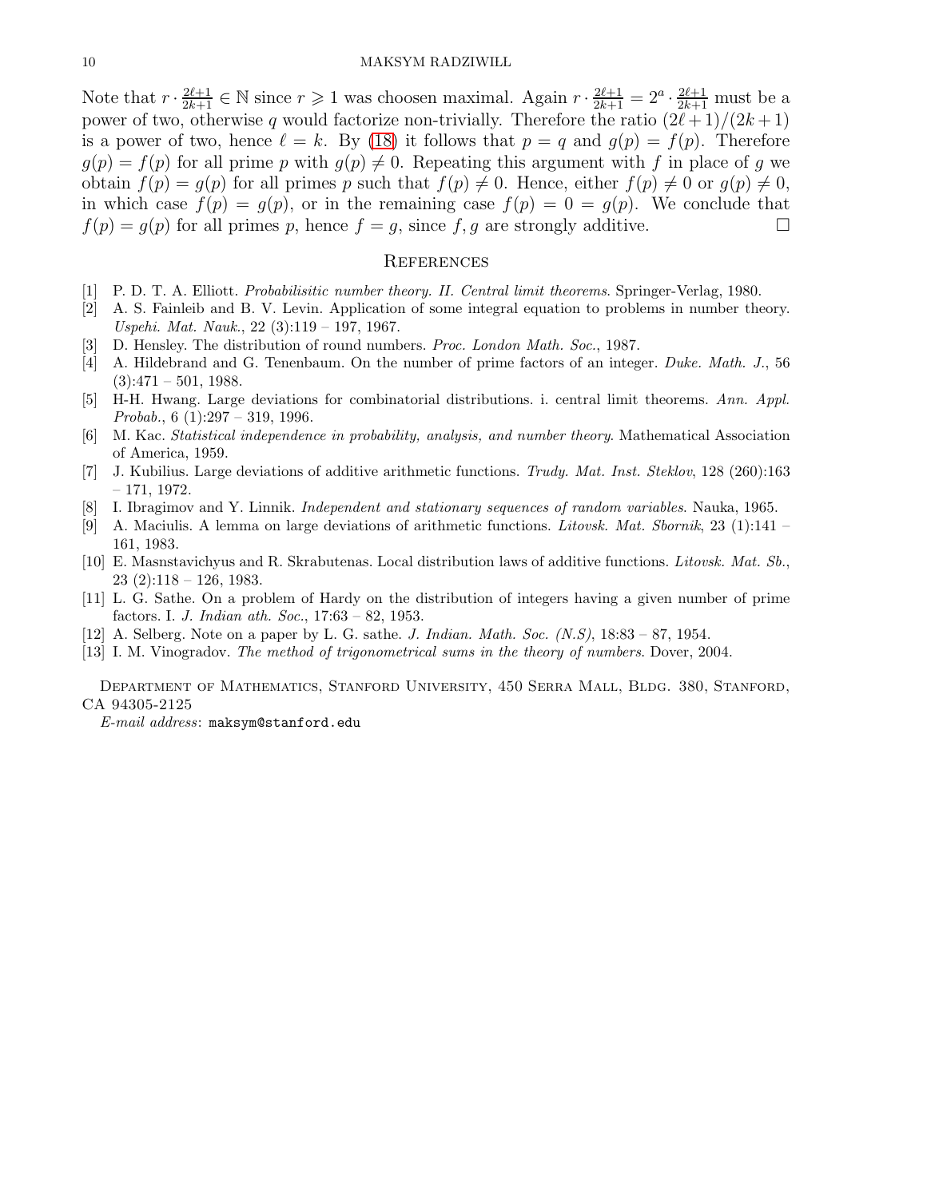Note that $r \cdot \frac{2\ell+1}{2k+1} \in \mathbb{N}$ since $r \geqslant 1$ was choosen maximal. Again $r \cdot \frac{2\ell+1}{2k+1} = 2^a \cdot \frac{2\ell+1}{2k+1}$ must be a power of two, otherwise $q$ would factorize non-trivially. Therefore the ratio $(2\ell+1)/(2k+1)$ is a power of two, hence $\ell = k$. By (18) it follows that $p = q$ and $g(p) = f(p)$. Therefore $g(p) = f(p)$ for all prime $p$ with $g(p) \neq 0$. Repeating this argument with $f$ in place of $g$ we obtain $f(p) = g(p)$ for all primes $p$ such that $f(p) \neq 0$. Hence, either $f(p) \neq 0$ or $g(p) \neq 0$, in which case $f(p) = g(p)$, or in the remaining case $f(p) = 0 = g(p)$. We conclude that $f(p) = g(p)$ for all primes $p$, hence $f = g$, since $f, g$ are strongly additive. □

## References

[1] P. D. T. A. Elliott. *Probabilisitic number theory. II. Central limit theorems*. Springer-Verlag, 1980.

[2] A. S. Fainleib and B. V. Levin. Application of some integral equation to problems in number theory. *Uspehi. Mat. Nauk.*, 22 (3):119 – 197, 1967.

[3] D. Hensley. The distribution of round numbers. *Proc. London Math. Soc.*, 1987.

[4] A. Hildebrand and G. Tenenbaum. On the number of prime factors of an integer. *Duke. Math. J.*, 56 (3):471 – 501, 1988.

[5] H-H. Hwang. Large deviations for combinatorial distributions. i. central limit theorems. *Ann. Appl. Probab.*, 6 (1):297 – 319, 1996.

[6] M. Kac. *Statistical independence in probability, analysis, and number theory*. Mathematical Association of America, 1959.

[7] J. Kubilius. Large deviations of additive arithmetic functions. *Trudy. Mat. Inst. Steklov*, 128 (260):163 – 171, 1972.

[8] I. Ibragimov and Y. Linnik. *Independent and stationary sequences of random variables*. Nauka, 1965.

[9] A. Maciulis. A lemma on large deviations of arithmetic functions. *Litovsk. Mat. Sbornik*, 23 (1):141 – 161, 1983.

[10] E. Masnstavichyus and R. Skrabutenas. Local distribution laws of additive functions. *Litovsk. Mat. Sb.*, 23 (2):118 – 126, 1983.

[11] L. G. Sathe. On a problem of Hardy on the distribution of integers having a given number of prime factors. I. *J. Indian ath. Soc.*, 17:63 – 82, 1953.

[12] A. Selberg. Note on a paper by L. G. sathe. *J. Indian. Math. Soc. (N.S)*, 18:83 – 87, 1954.

[13] I. M. Vinogradov. *The method of trigonometrical sums in the theory of numbers*. Dover, 2004.

Department of Mathematics, Stanford University, 450 Serra Mall, Bldg. 380, Stanford, CA 94305-2125

*E-mail address*: maksym@stanford.edu